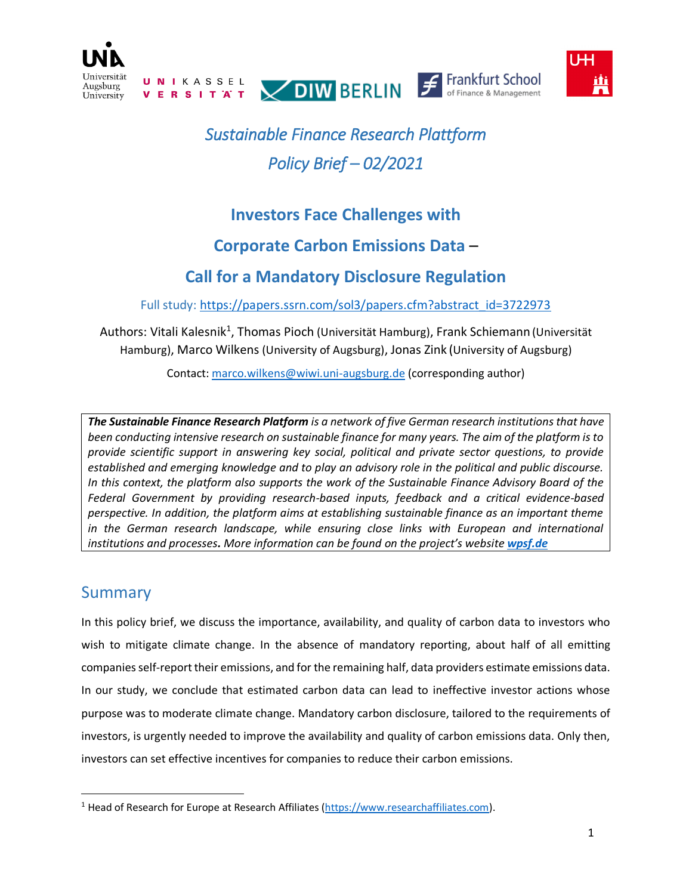*Sustainable Finance Research Plattform*

*Policy Brief – 02/2021*

# Investors Face Challenges with Corporate Carbon Emissions Data – Call for a Mandatory Disclosure Regulation

Full study: https://papers.ssrn.com/sol3/papers.cfm?abstract_id=3722973

Authors: Vitali Kalesnik[1], Thomas Pioch (Universität Hamburg), Frank Schiemann (Universität Hamburg), Marco Wilkens (University of Augsburg), Jonas Zink (University of Augsburg)

Contact: marco.wilkens@wiwi.uni-augsburg.de (corresponding author)

> ***The Sustainable Finance Research Platform*** *is a network of five German research institutions that have been conducting intensive research on sustainable finance for many years. The aim of the platform is to provide scientific support in answering key social, political and private sector questions, to provide established and emerging knowledge and to play an advisory role in the political and public discourse. In this context, the platform also supports the work of the Sustainable Finance Advisory Board of the Federal Government by providing research-based inputs, feedback and a critical evidence-based perspective. In addition, the platform aims at establishing sustainable finance as an important theme in the German research landscape, while ensuring close links with European and international institutions and processes. More information can be found on the project's website* ***wpsf.de***

## Summary

In this policy brief, we discuss the importance, availability, and quality of carbon data to investors who wish to mitigate climate change. In the absence of mandatory reporting, about half of all emitting companies self-report their emissions, and for the remaining half, data providers estimate emissions data. In our study, we conclude that estimated carbon data can lead to ineffective investor actions whose purpose was to moderate climate change. Mandatory carbon disclosure, tailored to the requirements of investors, is urgently needed to improve the availability and quality of carbon emissions data. Only then, investors can set effective incentives for companies to reduce their carbon emissions.

[1] Head of Research for Europe at Research Affiliates (https://www.researchaffiliates.com).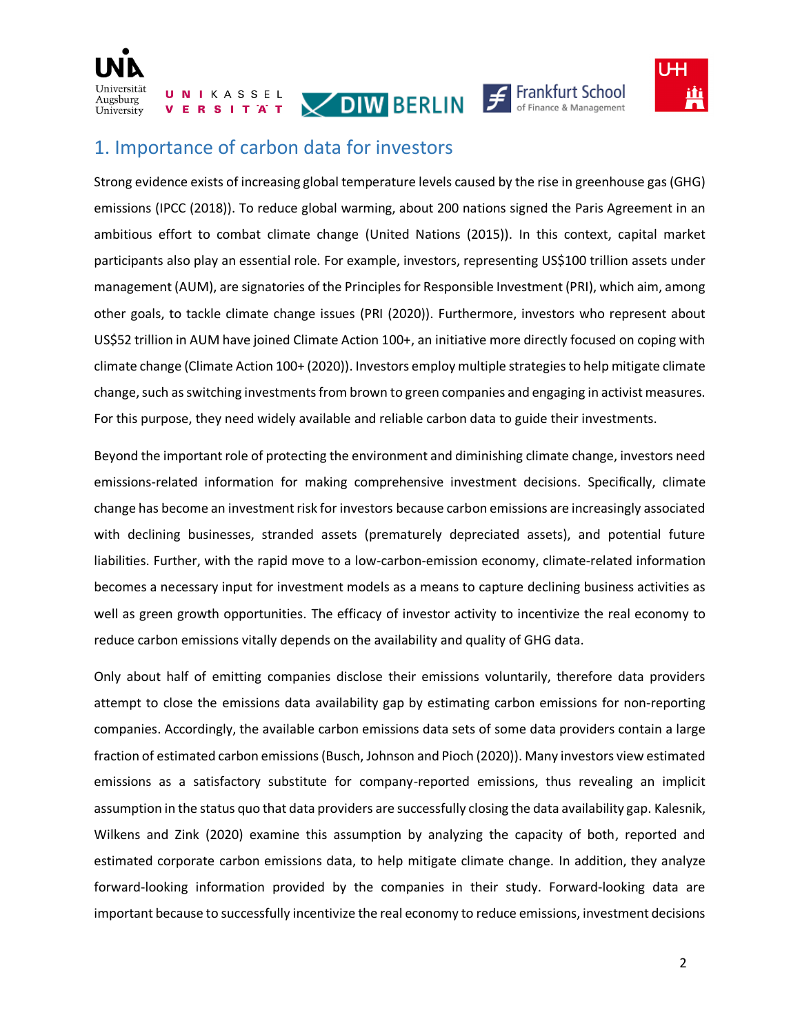## 1. Importance of carbon data for investors

Strong evidence exists of increasing global temperature levels caused by the rise in greenhouse gas (GHG) emissions (IPCC (2018)). To reduce global warming, about 200 nations signed the Paris Agreement in an ambitious effort to combat climate change (United Nations (2015)). In this context, capital market participants also play an essential role. For example, investors, representing US$100 trillion assets under management (AUM), are signatories of the Principles for Responsible Investment (PRI), which aim, among other goals, to tackle climate change issues (PRI (2020)). Furthermore, investors who represent about US$52 trillion in AUM have joined Climate Action 100+, an initiative more directly focused on coping with climate change (Climate Action 100+ (2020)). Investors employ multiple strategies to help mitigate climate change, such as switching investments from brown to green companies and engaging in activist measures. For this purpose, they need widely available and reliable carbon data to guide their investments.

Beyond the important role of protecting the environment and diminishing climate change, investors need emissions-related information for making comprehensive investment decisions. Specifically, climate change has become an investment risk for investors because carbon emissions are increasingly associated with declining businesses, stranded assets (prematurely depreciated assets), and potential future liabilities. Further, with the rapid move to a low-carbon-emission economy, climate-related information becomes a necessary input for investment models as a means to capture declining business activities as well as green growth opportunities. The efficacy of investor activity to incentivize the real economy to reduce carbon emissions vitally depends on the availability and quality of GHG data.

Only about half of emitting companies disclose their emissions voluntarily, therefore data providers attempt to close the emissions data availability gap by estimating carbon emissions for non-reporting companies. Accordingly, the available carbon emissions data sets of some data providers contain a large fraction of estimated carbon emissions (Busch, Johnson and Pioch (2020)). Many investors view estimated emissions as a satisfactory substitute for company-reported emissions, thus revealing an implicit assumption in the status quo that data providers are successfully closing the data availability gap. Kalesnik, Wilkens and Zink (2020) examine this assumption by analyzing the capacity of both, reported and estimated corporate carbon emissions data, to help mitigate climate change. In addition, they analyze forward-looking information provided by the companies in their study. Forward-looking data are important because to successfully incentivize the real economy to reduce emissions, investment decisions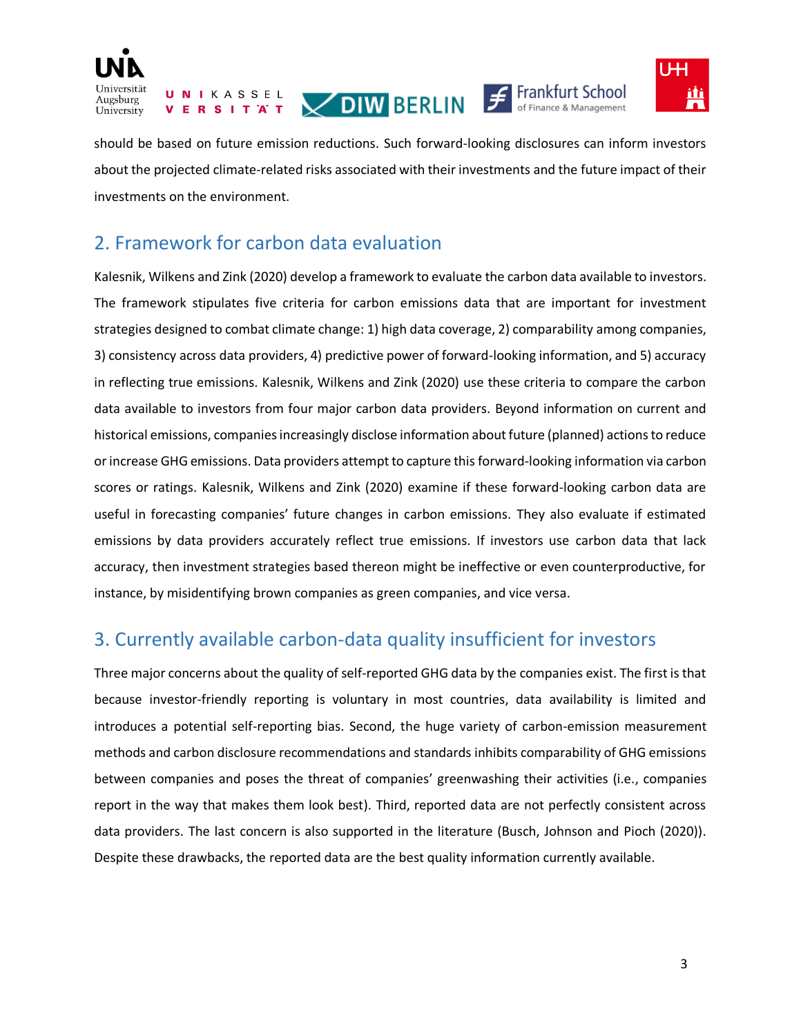should be based on future emission reductions. Such forward-looking disclosures can inform investors about the projected climate-related risks associated with their investments and the future impact of their investments on the environment.

## 2. Framework for carbon data evaluation

Kalesnik, Wilkens and Zink (2020) develop a framework to evaluate the carbon data available to investors. The framework stipulates five criteria for carbon emissions data that are important for investment strategies designed to combat climate change: 1) high data coverage, 2) comparability among companies, 3) consistency across data providers, 4) predictive power of forward-looking information, and 5) accuracy in reflecting true emissions. Kalesnik, Wilkens and Zink (2020) use these criteria to compare the carbon data available to investors from four major carbon data providers. Beyond information on current and historical emissions, companies increasingly disclose information about future (planned) actions to reduce or increase GHG emissions. Data providers attempt to capture this forward-looking information via carbon scores or ratings. Kalesnik, Wilkens and Zink (2020) examine if these forward-looking carbon data are useful in forecasting companies' future changes in carbon emissions. They also evaluate if estimated emissions by data providers accurately reflect true emissions. If investors use carbon data that lack accuracy, then investment strategies based thereon might be ineffective or even counterproductive, for instance, by misidentifying brown companies as green companies, and vice versa.

## 3. Currently available carbon-data quality insufficient for investors

Three major concerns about the quality of self-reported GHG data by the companies exist. The first is that because investor-friendly reporting is voluntary in most countries, data availability is limited and introduces a potential self-reporting bias. Second, the huge variety of carbon-emission measurement methods and carbon disclosure recommendations and standards inhibits comparability of GHG emissions between companies and poses the threat of companies' greenwashing their activities (i.e., companies report in the way that makes them look best). Third, reported data are not perfectly consistent across data providers. The last concern is also supported in the literature (Busch, Johnson and Pioch (2020)). Despite these drawbacks, the reported data are the best quality information currently available.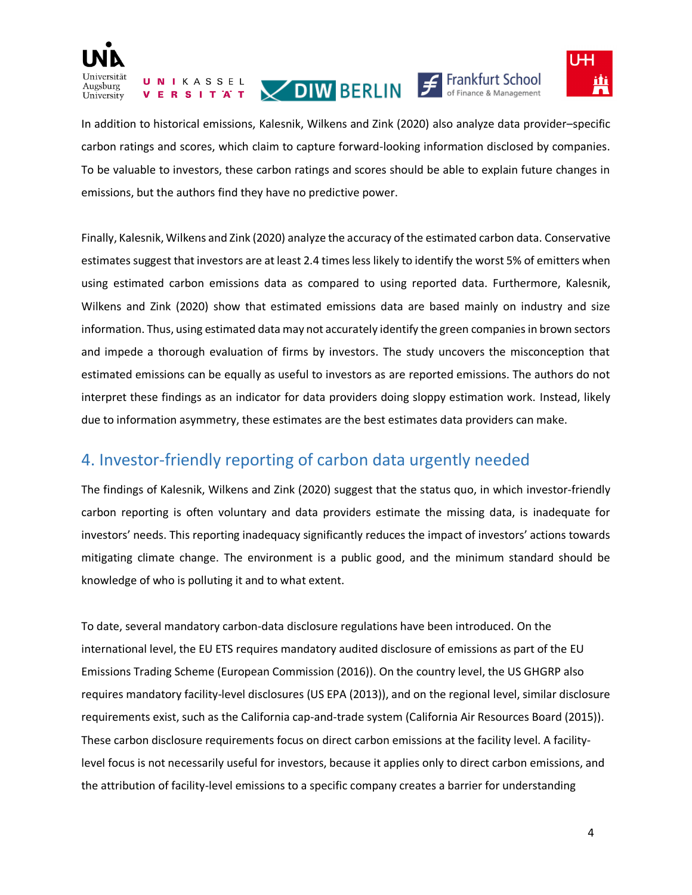In addition to historical emissions, Kalesnik, Wilkens and Zink (2020) also analyze data provider–specific carbon ratings and scores, which claim to capture forward-looking information disclosed by companies. To be valuable to investors, these carbon ratings and scores should be able to explain future changes in emissions, but the authors find they have no predictive power.

Finally, Kalesnik, Wilkens and Zink (2020) analyze the accuracy of the estimated carbon data. Conservative estimates suggest that investors are at least 2.4 times less likely to identify the worst 5% of emitters when using estimated carbon emissions data as compared to using reported data. Furthermore, Kalesnik, Wilkens and Zink (2020) show that estimated emissions data are based mainly on industry and size information. Thus, using estimated data may not accurately identify the green companies in brown sectors and impede a thorough evaluation of firms by investors. The study uncovers the misconception that estimated emissions can be equally as useful to investors as are reported emissions. The authors do not interpret these findings as an indicator for data providers doing sloppy estimation work. Instead, likely due to information asymmetry, these estimates are the best estimates data providers can make.

## 4. Investor-friendly reporting of carbon data urgently needed

The findings of Kalesnik, Wilkens and Zink (2020) suggest that the status quo, in which investor-friendly carbon reporting is often voluntary and data providers estimate the missing data, is inadequate for investors' needs. This reporting inadequacy significantly reduces the impact of investors' actions towards mitigating climate change. The environment is a public good, and the minimum standard should be knowledge of who is polluting it and to what extent.

To date, several mandatory carbon-data disclosure regulations have been introduced. On the international level, the EU ETS requires mandatory audited disclosure of emissions as part of the EU Emissions Trading Scheme (European Commission (2016)). On the country level, the US GHGRP also requires mandatory facility-level disclosures (US EPA (2013)), and on the regional level, similar disclosure requirements exist, such as the California cap-and-trade system (California Air Resources Board (2015)). These carbon disclosure requirements focus on direct carbon emissions at the facility level. A facility-level focus is not necessarily useful for investors, because it applies only to direct carbon emissions, and the attribution of facility-level emissions to a specific company creates a barrier for understanding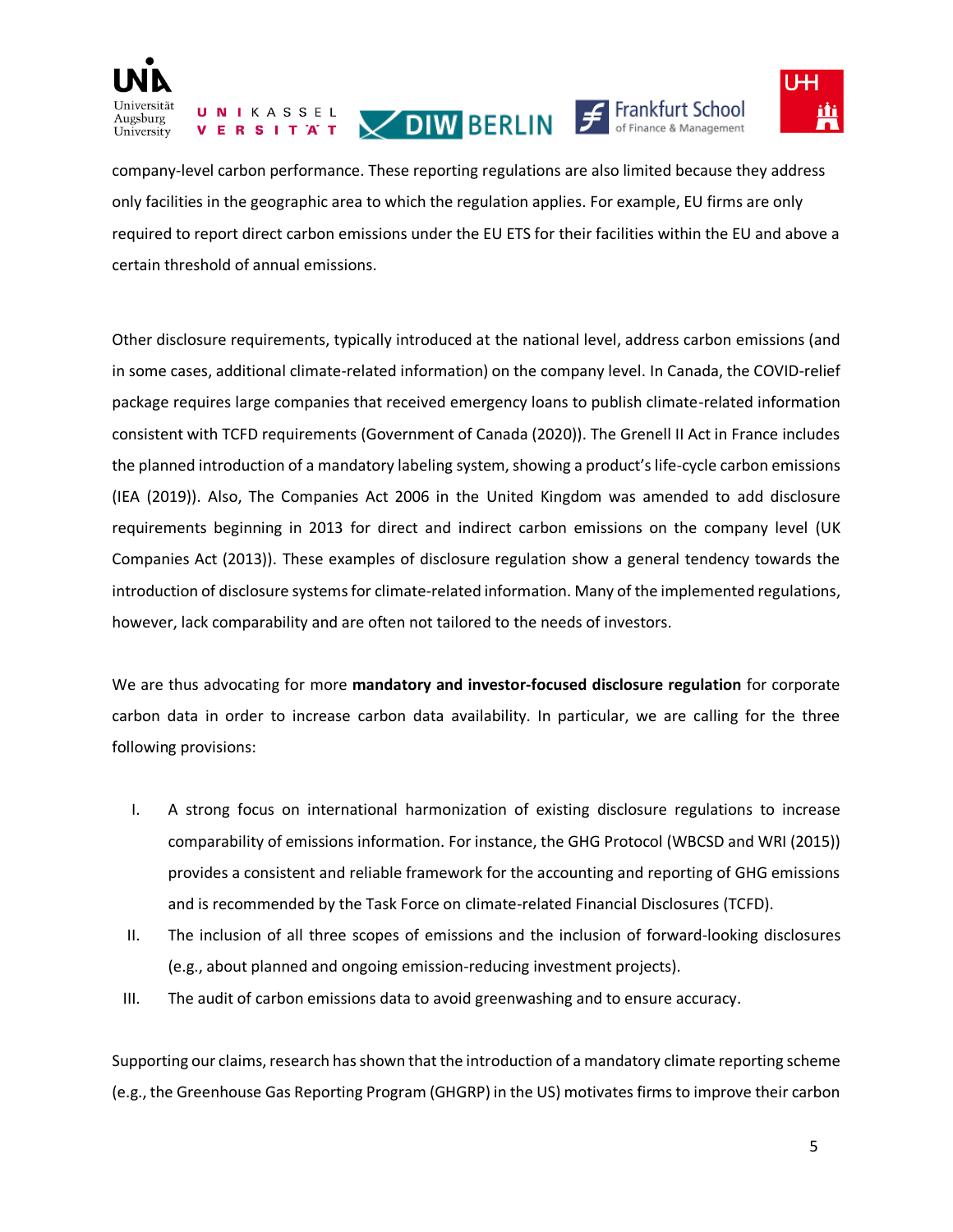company-level carbon performance. These reporting regulations are also limited because they address only facilities in the geographic area to which the regulation applies. For example, EU firms are only required to report direct carbon emissions under the EU ETS for their facilities within the EU and above a certain threshold of annual emissions.

Other disclosure requirements, typically introduced at the national level, address carbon emissions (and in some cases, additional climate-related information) on the company level. In Canada, the COVID-relief package requires large companies that received emergency loans to publish climate-related information consistent with TCFD requirements (Government of Canada (2020)). The Grenell II Act in France includes the planned introduction of a mandatory labeling system, showing a product's life-cycle carbon emissions (IEA (2019)). Also, The Companies Act 2006 in the United Kingdom was amended to add disclosure requirements beginning in 2013 for direct and indirect carbon emissions on the company level (UK Companies Act (2013)). These examples of disclosure regulation show a general tendency towards the introduction of disclosure systems for climate-related information. Many of the implemented regulations, however, lack comparability and are often not tailored to the needs of investors.

We are thus advocating for more **mandatory and investor-focused disclosure regulation** for corporate carbon data in order to increase carbon data availability. In particular, we are calling for the three following provisions:

I. A strong focus on international harmonization of existing disclosure regulations to increase comparability of emissions information. For instance, the GHG Protocol (WBCSD and WRI (2015)) provides a consistent and reliable framework for the accounting and reporting of GHG emissions and is recommended by the Task Force on climate-related Financial Disclosures (TCFD).
II. The inclusion of all three scopes of emissions and the inclusion of forward-looking disclosures (e.g., about planned and ongoing emission-reducing investment projects).
III. The audit of carbon emissions data to avoid greenwashing and to ensure accuracy.

Supporting our claims, research has shown that the introduction of a mandatory climate reporting scheme (e.g., the Greenhouse Gas Reporting Program (GHGRP) in the US) motivates firms to improve their carbon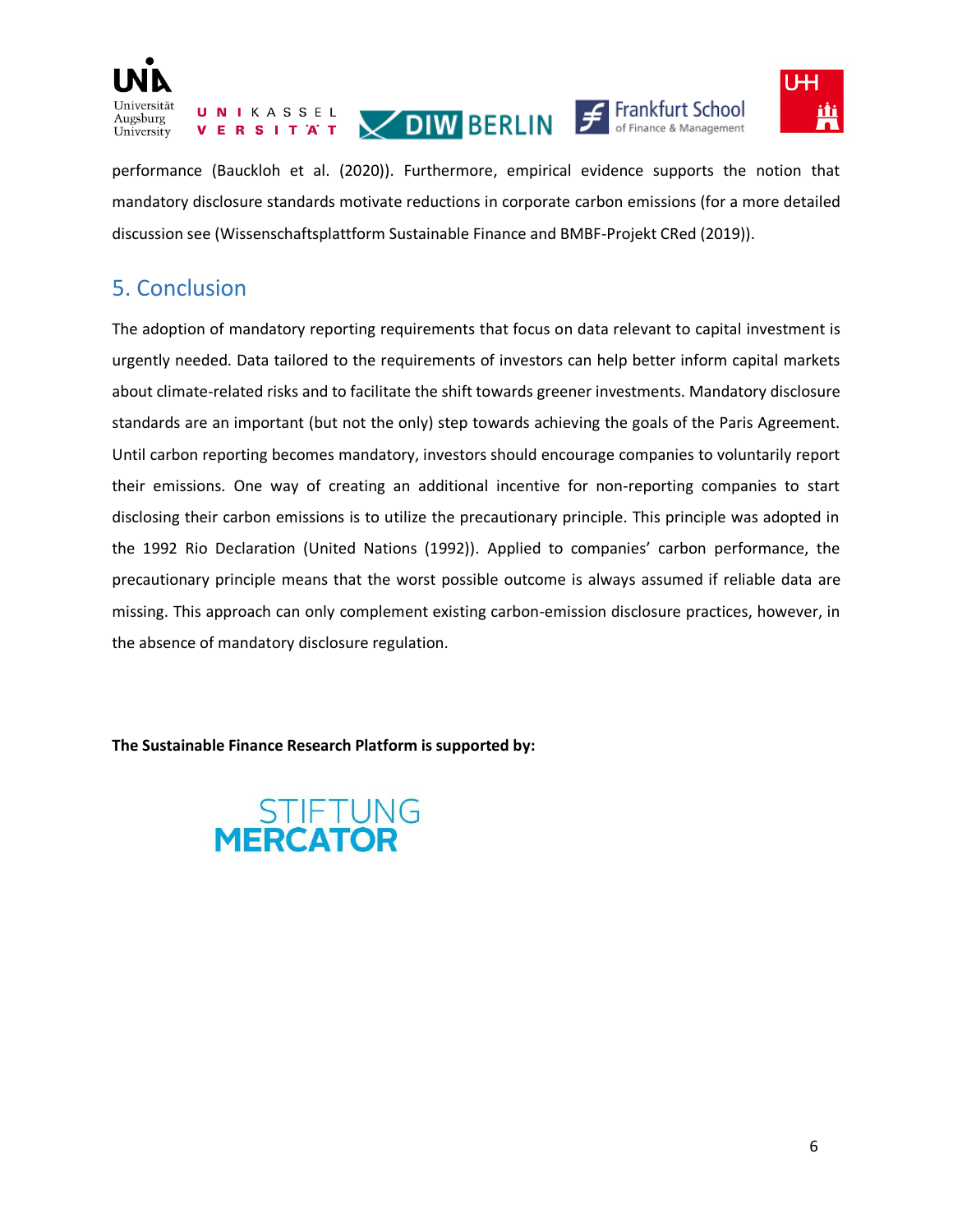performance (Bauckloh et al. (2020)). Furthermore, empirical evidence supports the notion that mandatory disclosure standards motivate reductions in corporate carbon emissions (for a more detailed discussion see (Wissenschaftsplattform Sustainable Finance and BMBF-Projekt CRed (2019)).

## 5. Conclusion

The adoption of mandatory reporting requirements that focus on data relevant to capital investment is urgently needed. Data tailored to the requirements of investors can help better inform capital markets about climate-related risks and to facilitate the shift towards greener investments. Mandatory disclosure standards are an important (but not the only) step towards achieving the goals of the Paris Agreement. Until carbon reporting becomes mandatory, investors should encourage companies to voluntarily report their emissions. One way of creating an additional incentive for non-reporting companies to start disclosing their carbon emissions is to utilize the precautionary principle. This principle was adopted in the 1992 Rio Declaration (United Nations (1992)). Applied to companies' carbon performance, the precautionary principle means that the worst possible outcome is always assumed if reliable data are missing. This approach can only complement existing carbon-emission disclosure practices, however, in the absence of mandatory disclosure regulation.

**The Sustainable Finance Research Platform is supported by:**

STIFTUNG MERCATOR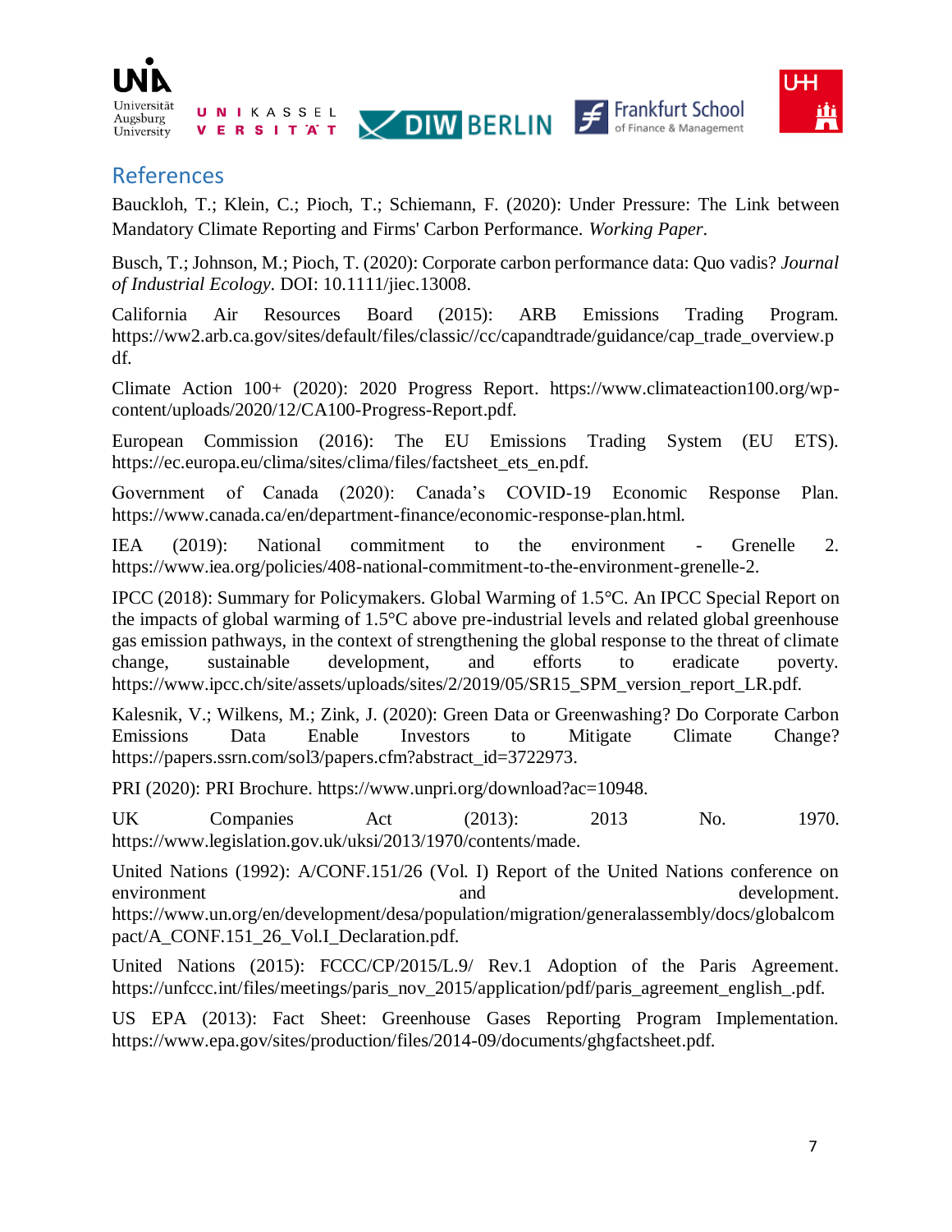## References

Bauckloh, T.; Klein, C.; Pioch, T.; Schiemann, F. (2020): Under Pressure: The Link between Mandatory Climate Reporting and Firms' Carbon Performance. *Working Paper*.

Busch, T.; Johnson, M.; Pioch, T. (2020): Corporate carbon performance data: Quo vadis? *Journal of Industrial Ecology*. DOI: 10.1111/jiec.13008.

California Air Resources Board (2015): ARB Emissions Trading Program. https://ww2.arb.ca.gov/sites/default/files/classic//cc/capandtrade/guidance/cap_trade_overview.pdf.

Climate Action 100+ (2020): 2020 Progress Report. https://www.climateaction100.org/wp-content/uploads/2020/12/CA100-Progress-Report.pdf.

European Commission (2016): The EU Emissions Trading System (EU ETS). https://ec.europa.eu/clima/sites/clima/files/factsheet_ets_en.pdf.

Government of Canada (2020): Canada's COVID-19 Economic Response Plan. https://www.canada.ca/en/department-finance/economic-response-plan.html.

IEA (2019): National commitment to the environment - Grenelle 2. https://www.iea.org/policies/408-national-commitment-to-the-environment-grenelle-2.

IPCC (2018): Summary for Policymakers. Global Warming of 1.5°C. An IPCC Special Report on the impacts of global warming of 1.5°C above pre-industrial levels and related global greenhouse gas emission pathways, in the context of strengthening the global response to the threat of climate change, sustainable development, and efforts to eradicate poverty. https://www.ipcc.ch/site/assets/uploads/sites/2/2019/05/SR15_SPM_version_report_LR.pdf.

Kalesnik, V.; Wilkens, M.; Zink, J. (2020): Green Data or Greenwashing? Do Corporate Carbon Emissions Data Enable Investors to Mitigate Climate Change? https://papers.ssrn.com/sol3/papers.cfm?abstract_id=3722973.

PRI (2020): PRI Brochure. https://www.unpri.org/download?ac=10948.

UK Companies Act (2013): 2013 No. 1970. https://www.legislation.gov.uk/uksi/2013/1970/contents/made.

United Nations (1992): A/CONF.151/26 (Vol. I) Report of the United Nations conference on environment and development. https://www.un.org/en/development/desa/population/migration/generalassembly/docs/globalcompact/A_CONF.151_26_Vol.I_Declaration.pdf.

United Nations (2015): FCCC/CP/2015/L.9/ Rev.1 Adoption of the Paris Agreement. https://unfccc.int/files/meetings/paris_nov_2015/application/pdf/paris_agreement_english_.pdf.

US EPA (2013): Fact Sheet: Greenhouse Gases Reporting Program Implementation. https://www.epa.gov/sites/production/files/2014-09/documents/ghgfactsheet.pdf.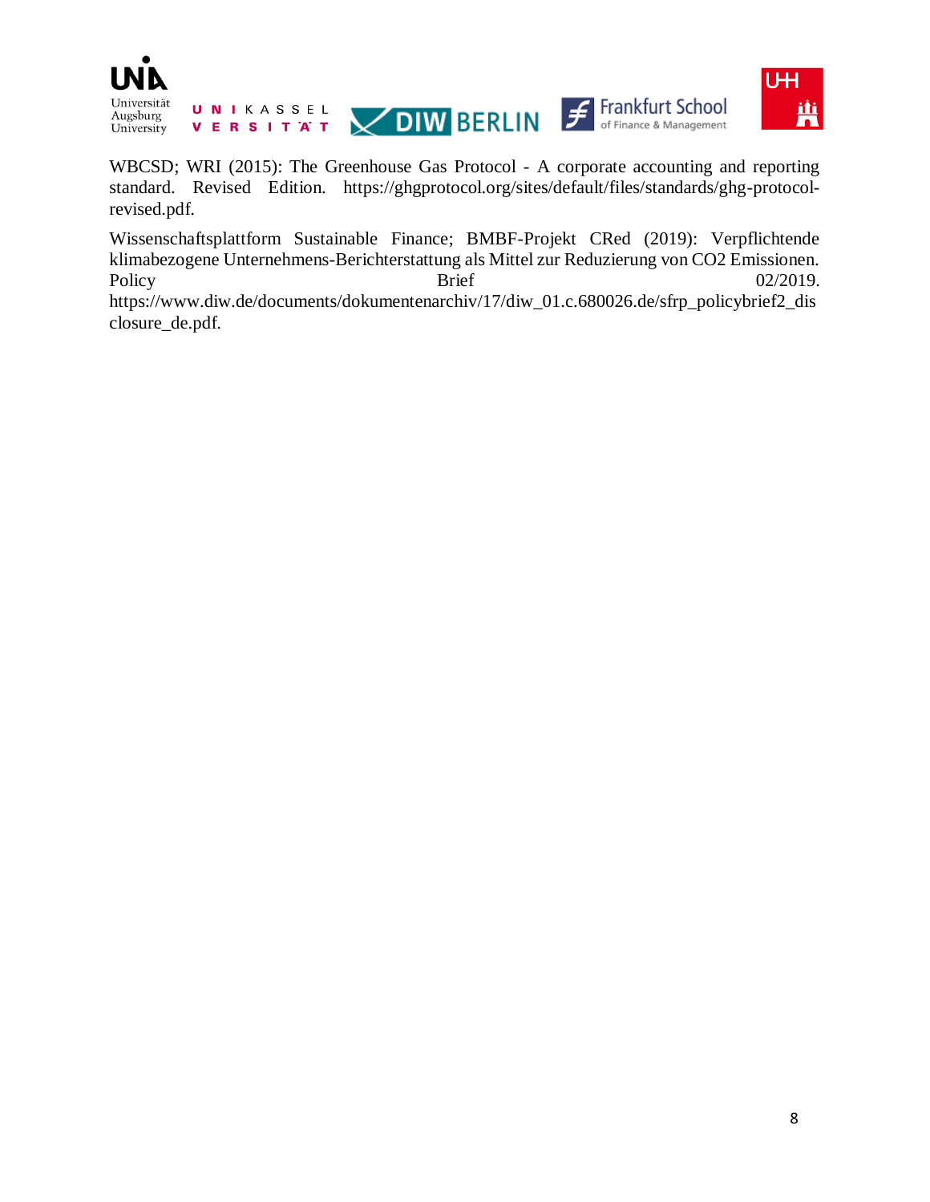WBCSD; WRI (2015): The Greenhouse Gas Protocol - A corporate accounting and reporting standard. Revised Edition. https://ghgprotocol.org/sites/default/files/standards/ghg-protocol-revised.pdf.

Wissenschaftsplattform Sustainable Finance; BMBF-Projekt CRed (2019): Verpflichtende klimabezogene Unternehmens-Berichterstattung als Mittel zur Reduzierung von CO2 Emissionen. Policy Brief 02/2019. https://www.diw.de/documents/dokumentenarchiv/17/diw_01.c.680026.de/sfrp_policybrief2_disclosure_de.pdf.